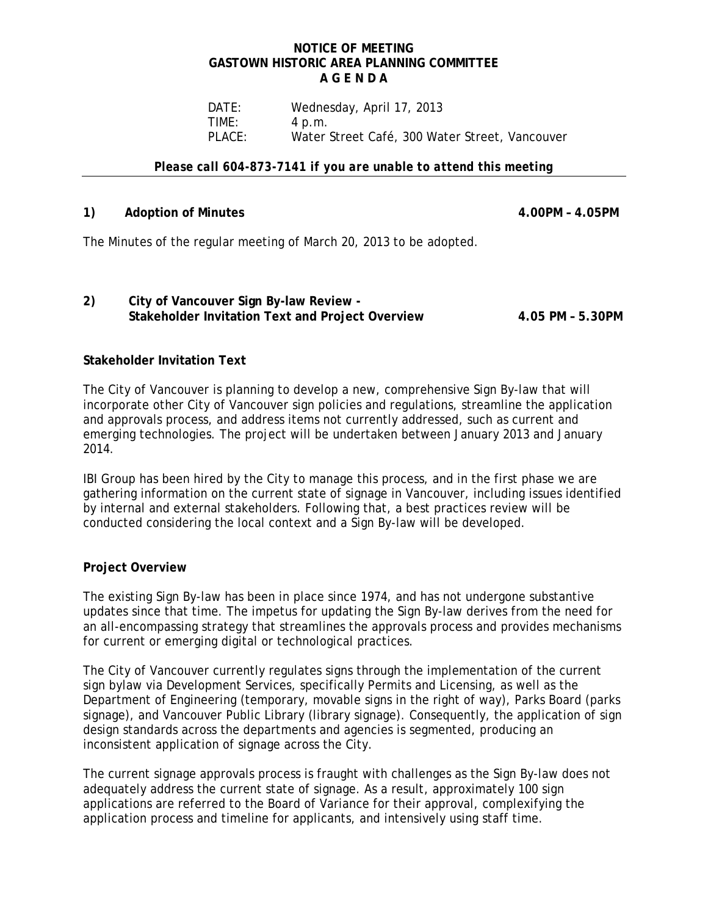# NOTICE OF MEETING
# GASTOWN HISTORIC AREA PLANNING COMMITTEE
# A G E N D A

DATE: Wednesday, April 17, 2013
TIME: 4 p.m.
PLACE: Water Street Café, 300 Water Street, Vancouver

***Please call 604-873-7141 if you are unable to attend this meeting***

---

**1) Adoption of Minutes** **4.00PM – 4.05PM**

The Minutes of the regular meeting of March 20, 2013 to be adopted.

**2) City of Vancouver Sign By-law Review - Stakeholder Invitation Text and Project Overview** **4.05 PM – 5.30PM**

**Stakeholder Invitation Text**

The City of Vancouver is planning to develop a new, comprehensive Sign By-law that will incorporate other City of Vancouver sign policies and regulations, streamline the application and approvals process, and address items not currently addressed, such as current and emerging technologies. The project will be undertaken between January 2013 and January 2014.

IBI Group has been hired by the City to manage this process, and in the first phase we are gathering information on the current state of signage in Vancouver, including issues identified by internal and external stakeholders. Following that, a best practices review will be conducted considering the local context and a Sign By-law will be developed.

**Project Overview**

The existing Sign By-law has been in place since 1974, and has not undergone substantive updates since that time. The impetus for updating the Sign By-law derives from the need for an all-encompassing strategy that streamlines the approvals process and provides mechanisms for current or emerging digital or technological practices.

The City of Vancouver currently regulates signs through the implementation of the current sign bylaw via Development Services, specifically Permits and Licensing, as well as the Department of Engineering (temporary, movable signs in the right of way), Parks Board (parks signage), and Vancouver Public Library (library signage). Consequently, the application of sign design standards across the departments and agencies is segmented, producing an inconsistent application of signage across the City.

The current signage approvals process is fraught with challenges as the Sign By-law does not adequately address the current state of signage. As a result, approximately 100 sign applications are referred to the Board of Variance for their approval, complexifying the application process and timeline for applicants, and intensively using staff time.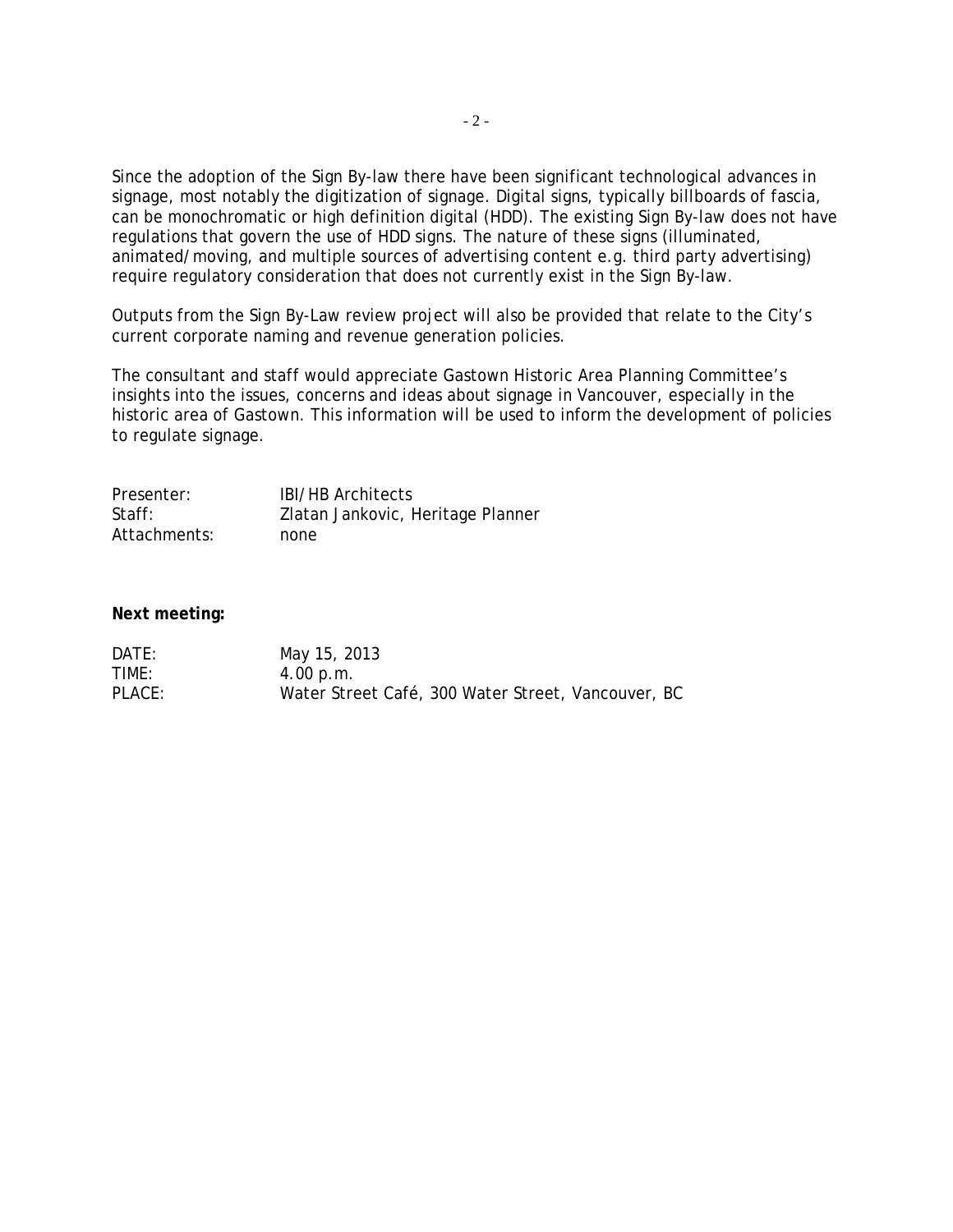Since the adoption of the Sign By-law there have been significant technological advances in signage, most notably the digitization of signage. Digital signs, typically billboards of fascia, can be monochromatic or high definition digital (HDD). The existing Sign By-law does not have regulations that govern the use of HDD signs. The nature of these signs (illuminated, animated/moving, and multiple sources of advertising content e.g. third party advertising) require regulatory consideration that does not currently exist in the Sign By-law.

Outputs from the Sign By-Law review project will also be provided that relate to the City's current corporate naming and revenue generation policies.

The consultant and staff would appreciate Gastown Historic Area Planning Committee's insights into the issues, concerns and ideas about signage in Vancouver, especially in the historic area of Gastown. This information will be used to inform the development of policies to regulate signage.

| | |
|---|---|
| Presenter: | IBI/HB Architects |
| Staff: | Zlatan Jankovic, Heritage Planner |
| Attachments: | none |

**Next meeting:**

| | |
|---|---|
| DATE: | May 15, 2013 |
| TIME: | 4.00 p.m. |
| PLACE: | Water Street Café, 300 Water Street, Vancouver, BC |